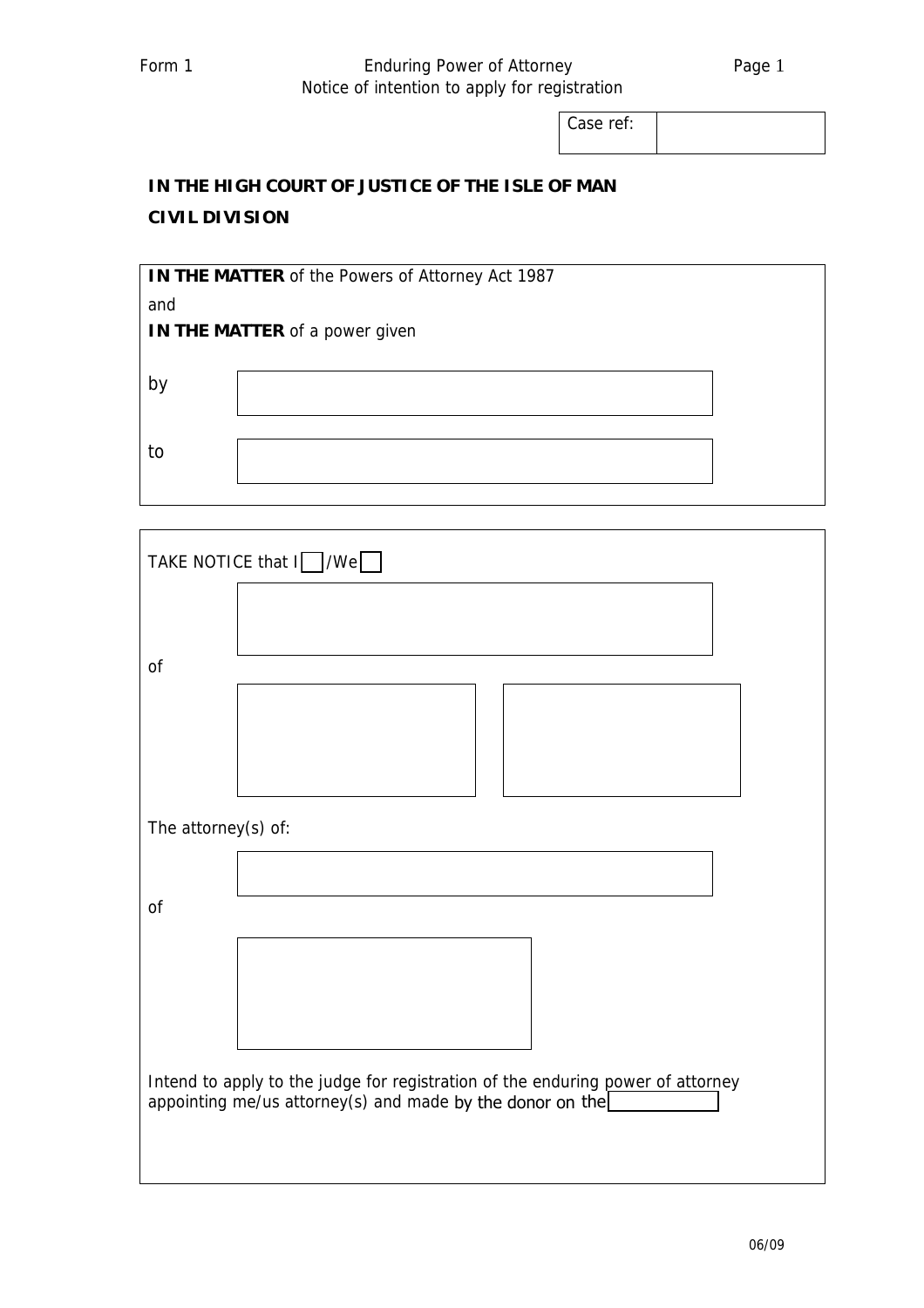Form 1 Enduring Power of Attorney

Notice of intention to apply for registration

| Case ref: | |
|---|---|

**IN THE HIGH COURT OF JUSTICE OF THE ISLE OF MAN**

**CIVIL DIVISION**

**IN THE MATTER** of the Powers of Attorney Act 1987

and

**IN THE MATTER** of a power given

by

to

TAKE NOTICE that I ☐ /We ☐

of

The attorney(s) of:

of

Intend to apply to the judge for registration of the enduring power of attorney appointing me/us attorney(s) and made by the donor on the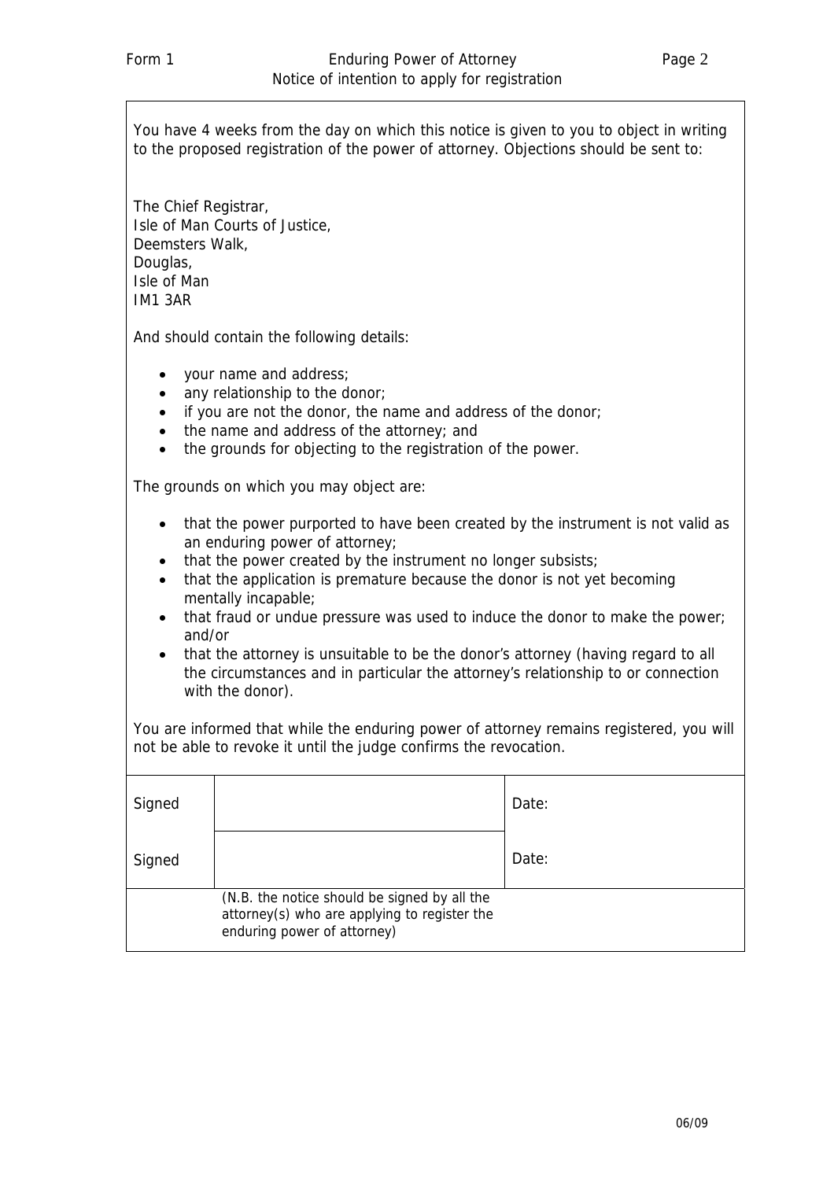You have 4 weeks from the day on which this notice is given to you to object in writing to the proposed registration of the power of attorney. Objections should be sent to:

The Chief Registrar,
Isle of Man Courts of Justice,
Deemsters Walk,
Douglas,
Isle of Man
IM1 3AR

And should contain the following details:

- your name and address;
- any relationship to the donor;
- if you are not the donor, the name and address of the donor;
- the name and address of the attorney; and
- the grounds for objecting to the registration of the power.

The grounds on which you may object are:

- that the power purported to have been created by the instrument is not valid as an enduring power of attorney;
- that the power created by the instrument no longer subsists;
- that the application is premature because the donor is not yet becoming mentally incapable;
- that fraud or undue pressure was used to induce the donor to make the power; and/or
- that the attorney is unsuitable to be the donor's attorney (having regard to all the circumstances and in particular the attorney's relationship to or connection with the donor).

You are informed that while the enduring power of attorney remains registered, you will not be able to revoke it until the judge confirms the revocation.

| | | |
|---|---|---|
| Signed | | Date: |
| Signed | | Date: |
| | (N.B. the notice should be signed by all the attorney(s) who are applying to register the enduring power of attorney) | |